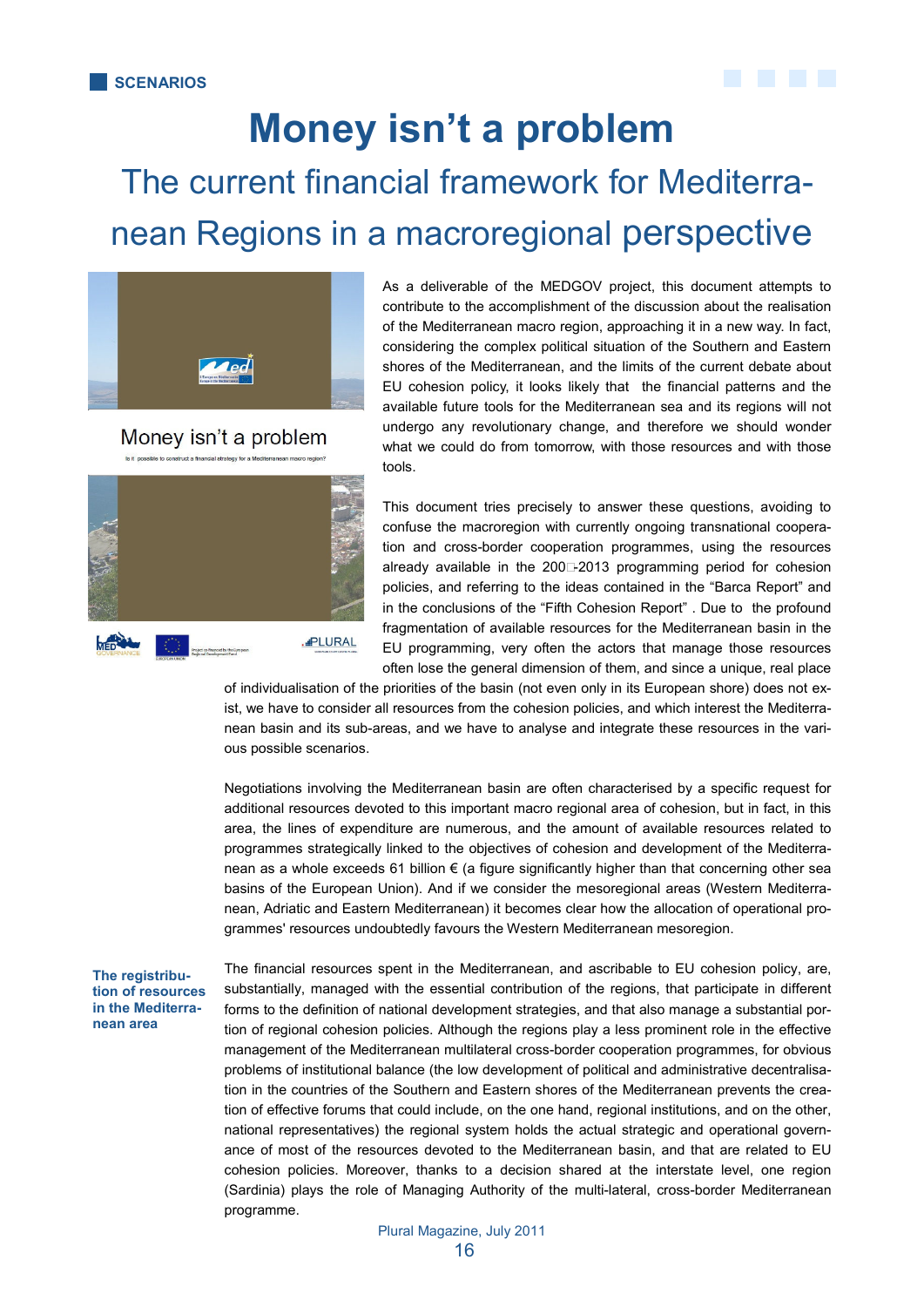SCENARIOS

# Money isn't a problem

## The current financial framework for Mediterranean Regions in a macroregional perspective

As a deliverable of the MEDGOV project, this document attempts to contribute to the accomplishment of the discussion about the realisation of the Mediterranean macro region, approaching it in a new way. In fact, considering the complex political situation of the Southern and Eastern shores of the Mediterranean, and the limits of the current debate about EU cohesion policy, it looks likely that the financial patterns and the available future tools for the Mediterranean sea and its regions will not undergo any revolutionary change, and therefore we should wonder what we could do from tomorrow, with those resources and with those tools.

This document tries precisely to answer these questions, avoiding to confuse the macroregion with currently ongoing transnational cooperation and cross-border cooperation programmes, using the resources already available in the 200□-2013 programming period for cohesion policies, and referring to the ideas contained in the "Barca Report" and in the conclusions of the "Fifth Cohesion Report" . Due to the profound fragmentation of available resources for the Mediterranean basin in the EU programming, very often the actors that manage those resources often lose the general dimension of them, and since a unique, real place of individualisation of the priorities of the basin (not even only in its European shore) does not exist, we have to consider all resources from the cohesion policies, and which interest the Mediterranean basin and its sub-areas, and we have to analyse and integrate these resources in the various possible scenarios.

Negotiations involving the Mediterranean basin are often characterised by a specific request for additional resources devoted to this important macro regional area of cohesion, but in fact, in this area, the lines of expenditure are numerous, and the amount of available resources related to programmes strategically linked to the objectives of cohesion and development of the Mediterranean as a whole exceeds 61 billion € (a figure significantly higher than that concerning other sea basins of the European Union). And if we consider the mesoregional areas (Western Mediterranean, Adriatic and Eastern Mediterranean) it becomes clear how the allocation of operational programmes' resources undoubtedly favours the Western Mediterranean mesoregion.

**The registribution of resources in the Mediterranean area**

The financial resources spent in the Mediterranean, and ascribable to EU cohesion policy, are, substantially, managed with the essential contribution of the regions, that participate in different forms to the definition of national development strategies, and that also manage a substantial portion of regional cohesion policies. Although the regions play a less prominent role in the effective management of the Mediterranean multilateral cross-border cooperation programmes, for obvious problems of institutional balance (the low development of political and administrative decentralisation in the countries of the Southern and Eastern shores of the Mediterranean prevents the creation of effective forums that could include, on the one hand, regional institutions, and on the other, national representatives) the regional system holds the actual strategic and operational governance of most of the resources devoted to the Mediterranean basin, and that are related to EU cohesion policies. Moreover, thanks to a decision shared at the interstate level, one region (Sardinia) plays the role of Managing Authority of the multi-lateral, cross-border Mediterranean programme.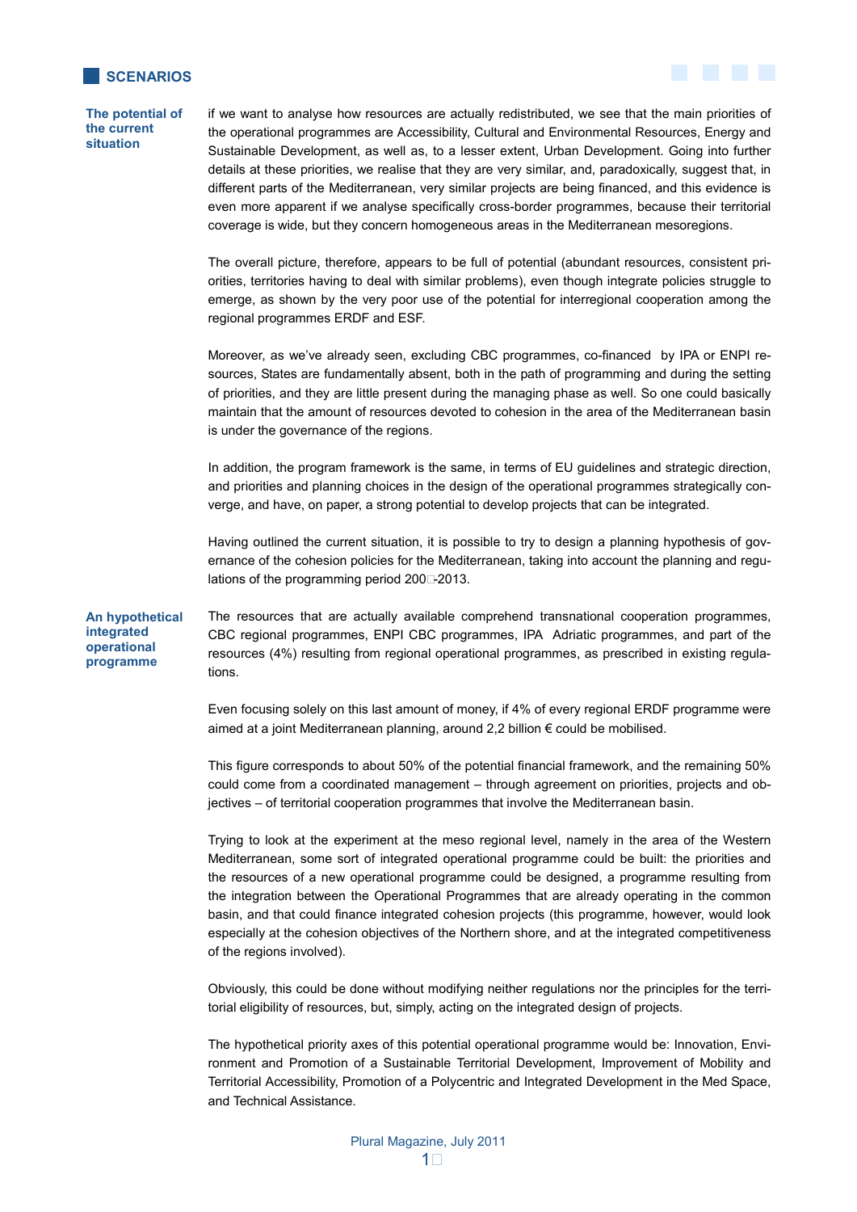## SCENARIOS

### The potential of the current situation

if we want to analyse how resources are actually redistributed, we see that the main priorities of the operational programmes are Accessibility, Cultural and Environmental Resources, Energy and Sustainable Development, as well as, to a lesser extent, Urban Development. Going into further details at these priorities, we realise that they are very similar, and, paradoxically, suggest that, in different parts of the Mediterranean, very similar projects are being financed, and this evidence is even more apparent if we analyse specifically cross-border programmes, because their territorial coverage is wide, but they concern homogeneous areas in the Mediterranean mesoregions.

The overall picture, therefore, appears to be full of potential (abundant resources, consistent priorities, territories having to deal with similar problems), even though integrate policies struggle to emerge, as shown by the very poor use of the potential for interregional cooperation among the regional programmes ERDF and ESF.

Moreover, as we've already seen, excluding CBC programmes, co-financed by IPA or ENPI resources, States are fundamentally absent, both in the path of programming and during the setting of priorities, and they are little present during the managing phase as well. So one could basically maintain that the amount of resources devoted to cohesion in the area of the Mediterranean basin is under the governance of the regions.

In addition, the program framework is the same, in terms of EU guidelines and strategic direction, and priorities and planning choices in the design of the operational programmes strategically converge, and have, on paper, a strong potential to develop projects that can be integrated.

Having outlined the current situation, it is possible to try to design a planning hypothesis of governance of the cohesion policies for the Mediterranean, taking into account the planning and regulations of the programming period 200□-2013.

### An hypothetical integrated operational programme

The resources that are actually available comprehend transnational cooperation programmes, CBC regional programmes, ENPI CBC programmes, IPA Adriatic programmes, and part of the resources (4%) resulting from regional operational programmes, as prescribed in existing regulations.

Even focusing solely on this last amount of money, if 4% of every regional ERDF programme were aimed at a joint Mediterranean planning, around 2,2 billion € could be mobilised.

This figure corresponds to about 50% of the potential financial framework, and the remaining 50% could come from a coordinated management – through agreement on priorities, projects and objectives – of territorial cooperation programmes that involve the Mediterranean basin.

Trying to look at the experiment at the meso regional level, namely in the area of the Western Mediterranean, some sort of integrated operational programme could be built: the priorities and the resources of a new operational programme could be designed, a programme resulting from the integration between the Operational Programmes that are already operating in the common basin, and that could finance integrated cohesion projects (this programme, however, would look especially at the cohesion objectives of the Northern shore, and at the integrated competitiveness of the regions involved).

Obviously, this could be done without modifying neither regulations nor the principles for the territorial eligibility of resources, but, simply, acting on the integrated design of projects.

The hypothetical priority axes of this potential operational programme would be: Innovation, Environment and Promotion of a Sustainable Territorial Development, Improvement of Mobility and Territorial Accessibility, Promotion of a Polycentric and Integrated Development in the Med Space, and Technical Assistance.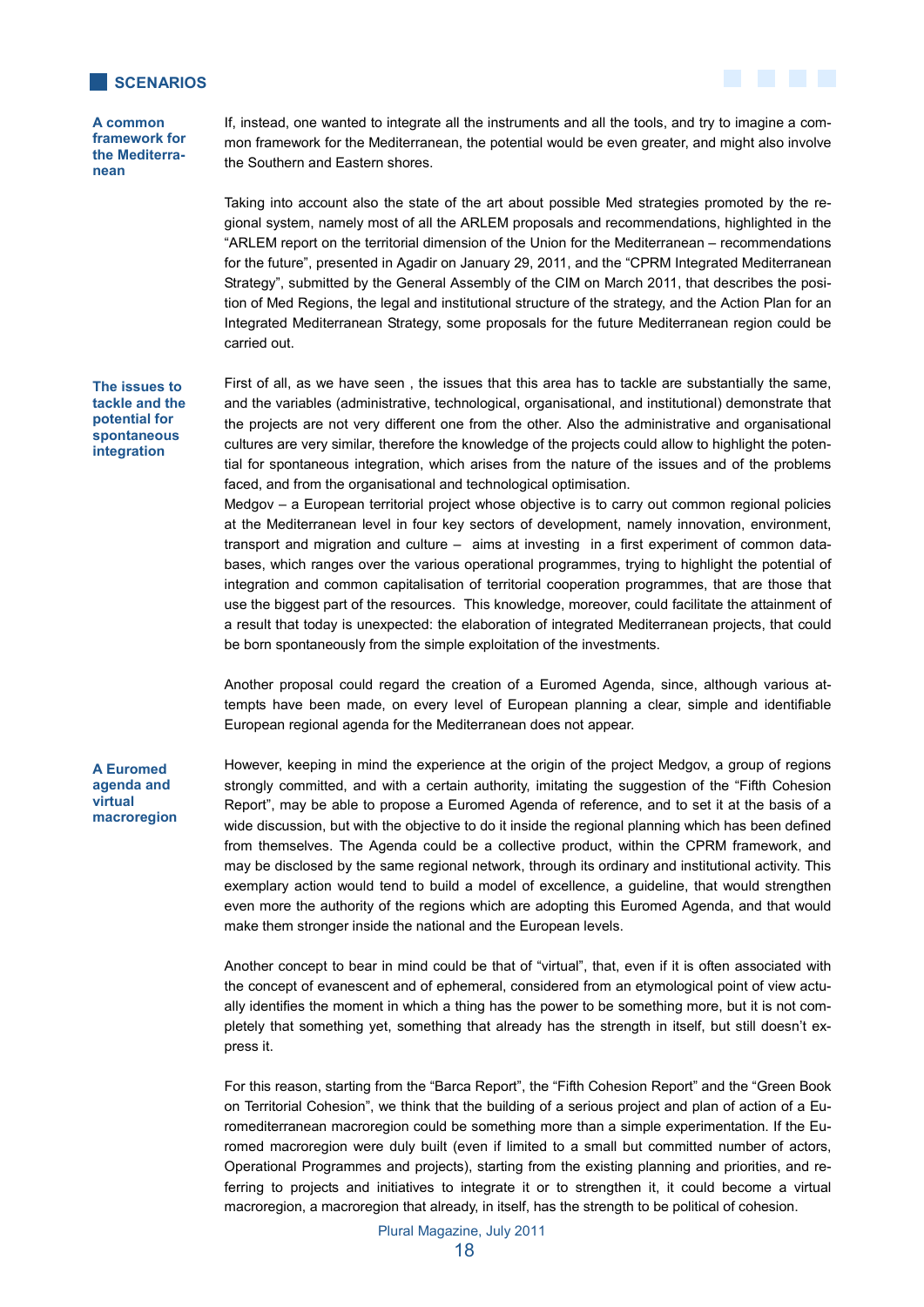## SCENARIOS

**A common framework for the Mediterranean**

If, instead, one wanted to integrate all the instruments and all the tools, and try to imagine a common framework for the Mediterranean, the potential would be even greater, and might also involve the Southern and Eastern shores.

Taking into account also the state of the art about possible Med strategies promoted by the regional system, namely most of all the ARLEM proposals and recommendations, highlighted in the "ARLEM report on the territorial dimension of the Union for the Mediterranean – recommendations for the future", presented in Agadir on January 29, 2011, and the "CPRM Integrated Mediterranean Strategy", submitted by the General Assembly of the CIM on March 2011, that describes the position of Med Regions, the legal and institutional structure of the strategy, and the Action Plan for an Integrated Mediterranean Strategy, some proposals for the future Mediterranean region could be carried out.

**The issues to tackle and the potential for spontaneous integration**

First of all, as we have seen , the issues that this area has to tackle are substantially the same, and the variables (administrative, technological, organisational, and institutional) demonstrate that the projects are not very different one from the other. Also the administrative and organisational cultures are very similar, therefore the knowledge of the projects could allow to highlight the potential for spontaneous integration, which arises from the nature of the issues and of the problems faced, and from the organisational and technological optimisation.

Medgov – a European territorial project whose objective is to carry out common regional policies at the Mediterranean level in four key sectors of development, namely innovation, environment, transport and migration and culture – aims at investing in a first experiment of common databases, which ranges over the various operational programmes, trying to highlight the potential of integration and common capitalisation of territorial cooperation programmes, that are those that use the biggest part of the resources. This knowledge, moreover, could facilitate the attainment of a result that today is unexpected: the elaboration of integrated Mediterranean projects, that could be born spontaneously from the simple exploitation of the investments.

Another proposal could regard the creation of a Euromed Agenda, since, although various attempts have been made, on every level of European planning a clear, simple and identifiable European regional agenda for the Mediterranean does not appear.

**A Euromed agenda and virtual macroregion**

However, keeping in mind the experience at the origin of the project Medgov, a group of regions strongly committed, and with a certain authority, imitating the suggestion of the "Fifth Cohesion Report", may be able to propose a Euromed Agenda of reference, and to set it at the basis of a wide discussion, but with the objective to do it inside the regional planning which has been defined from themselves. The Agenda could be a collective product, within the CPRM framework, and may be disclosed by the same regional network, through its ordinary and institutional activity. This exemplary action would tend to build a model of excellence, a guideline, that would strengthen even more the authority of the regions which are adopting this Euromed Agenda, and that would make them stronger inside the national and the European levels.

Another concept to bear in mind could be that of "virtual", that, even if it is often associated with the concept of evanescent and of ephemeral, considered from an etymological point of view actually identifies the moment in which a thing has the power to be something more, but it is not completely that something yet, something that already has the strength in itself, but still doesn't express it.

For this reason, starting from the "Barca Report", the "Fifth Cohesion Report" and the "Green Book on Territorial Cohesion", we think that the building of a serious project and plan of action of a Euromediterranean macroregion could be something more than a simple experimentation. If the Euromed macroregion were duly built (even if limited to a small but committed number of actors, Operational Programmes and projects), starting from the existing planning and priorities, and referring to projects and initiatives to integrate it or to strengthen it, it could become a virtual macroregion, a macroregion that already, in itself, has the strength to be political of cohesion.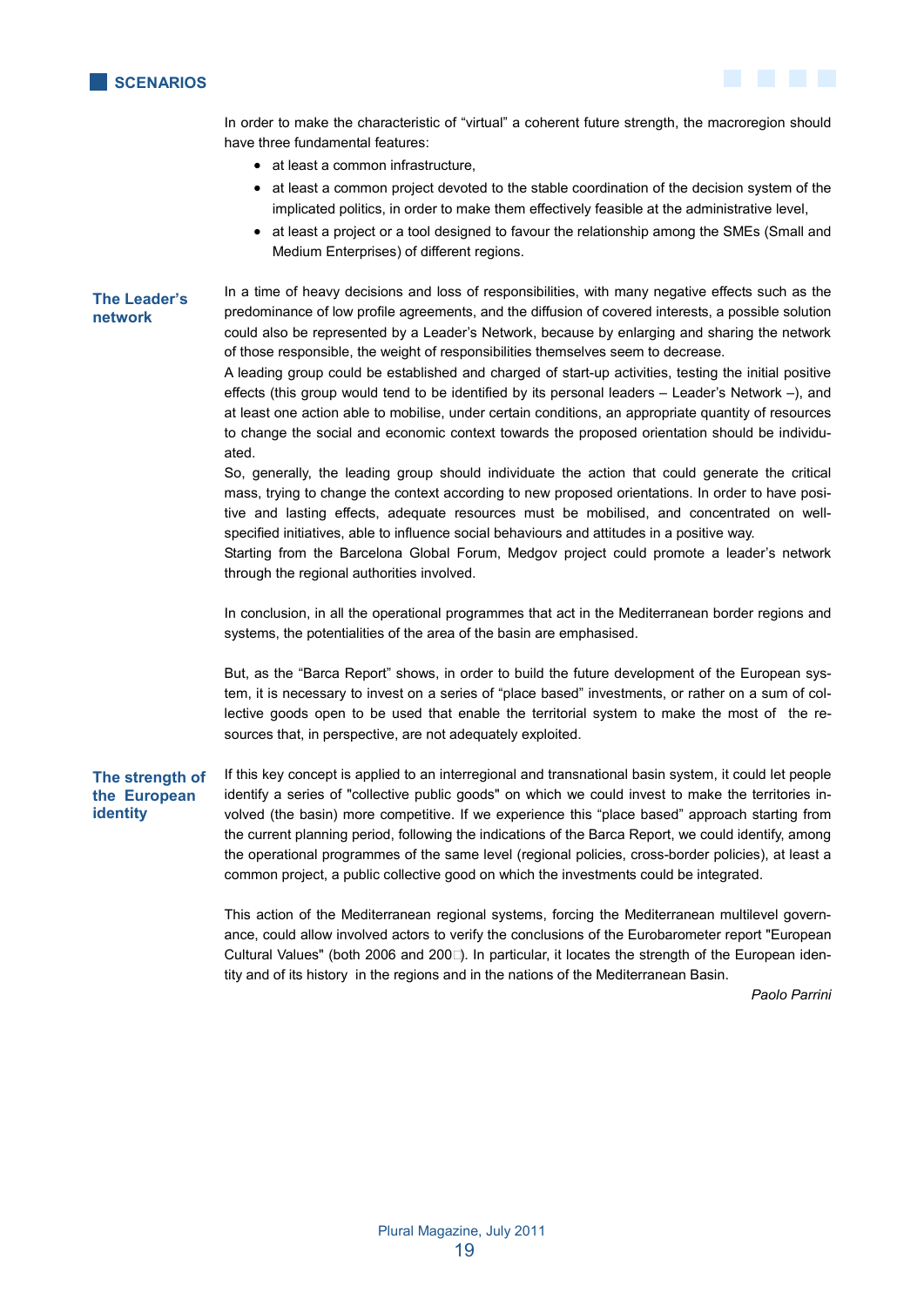In order to make the characteristic of "virtual" a coherent future strength, the macroregion should have three fundamental features:

- at least a common infrastructure,
- at least a common project devoted to the stable coordination of the decision system of the implicated politics, in order to make them effectively feasible at the administrative level,
- at least a project or a tool designed to favour the relationship among the SMEs (Small and Medium Enterprises) of different regions.

## The Leader's network

In a time of heavy decisions and loss of responsibilities, with many negative effects such as the predominance of low profile agreements, and the diffusion of covered interests, a possible solution could also be represented by a Leader's Network, because by enlarging and sharing the network of those responsible, the weight of responsibilities themselves seem to decrease.

A leading group could be established and charged of start-up activities, testing the initial positive effects (this group would tend to be identified by its personal leaders – Leader's Network –), and at least one action able to mobilise, under certain conditions, an appropriate quantity of resources to change the social and economic context towards the proposed orientation should be individuated.

So, generally, the leading group should individuate the action that could generate the critical mass, trying to change the context according to new proposed orientations. In order to have positive and lasting effects, adequate resources must be mobilised, and concentrated on well-specified initiatives, able to influence social behaviours and attitudes in a positive way.

Starting from the Barcelona Global Forum, Medgov project could promote a leader's network through the regional authorities involved.

In conclusion, in all the operational programmes that act in the Mediterranean border regions and systems, the potentialities of the area of the basin are emphasised.

But, as the "Barca Report" shows, in order to build the future development of the European system, it is necessary to invest on a series of "place based" investments, or rather on a sum of collective goods open to be used that enable the territorial system to make the most of the resources that, in perspective, are not adequately exploited.

## The strength of the European identity

If this key concept is applied to an interregional and transnational basin system, it could let people identify a series of "collective public goods" on which we could invest to make the territories involved (the basin) more competitive. If we experience this "place based" approach starting from the current planning period, following the indications of the Barca Report, we could identify, among the operational programmes of the same level (regional policies, cross-border policies), at least a common project, a public collective good on which the investments could be integrated.

This action of the Mediterranean regional systems, forcing the Mediterranean multilevel governance, could allow involved actors to verify the conclusions of the Eurobarometer report "European Cultural Values" (both 2006 and 200□). In particular, it locates the strength of the European identity and of its history in the regions and in the nations of the Mediterranean Basin.

*Paolo Parrini*